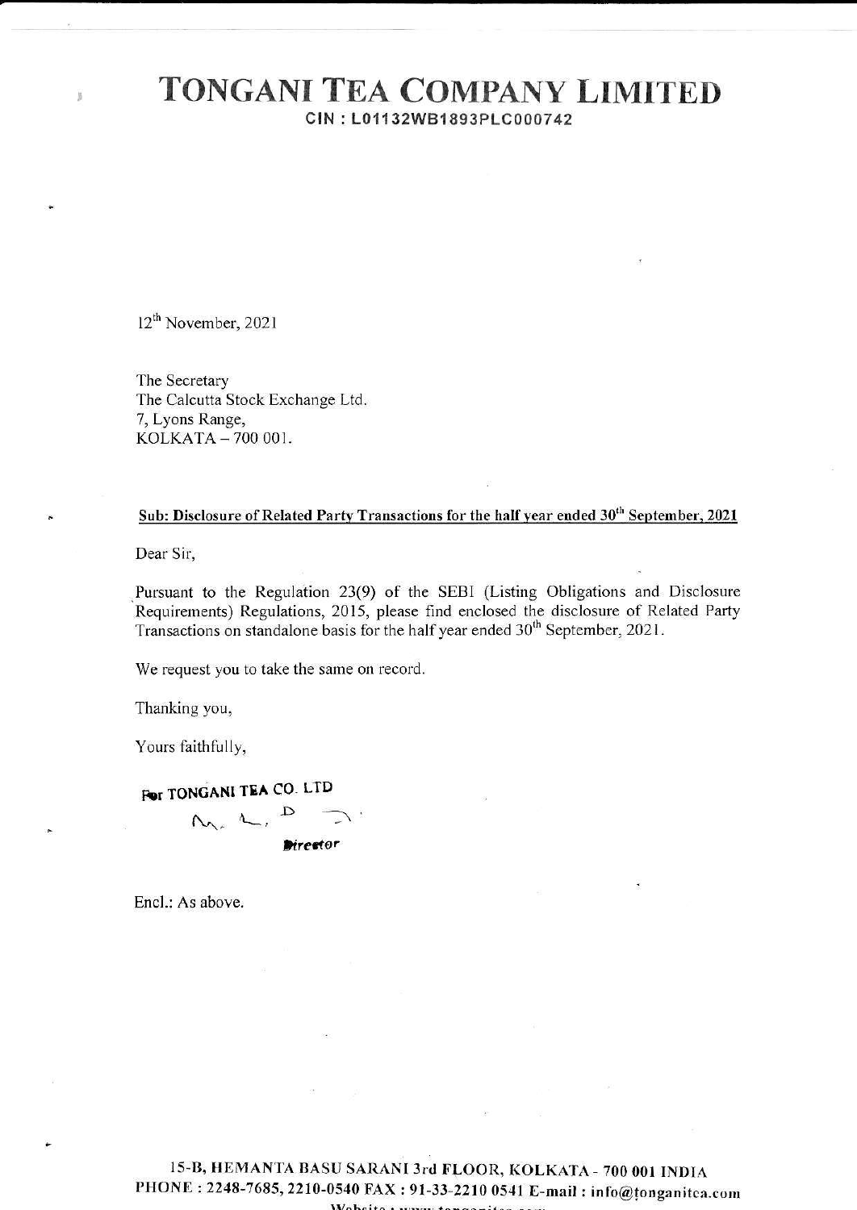# TONGANI TEA COMPANY LIMITED

**CIN : L01132WB1893PLC000742**

12th November, 2021

The Secretary
The Calcutta Stock Exchange Ltd.
7, Lyons Range,
KOLKATA – 700 001.

**Sub: Disclosure of Related Party Transactions for the half year ended 30th September, 2021**

Dear Sir,

Pursuant to the Regulation 23(9) of the SEBI (Listing Obligations and Disclosure Requirements) Regulations, 2015, please find enclosed the disclosure of Related Party Transactions on standalone basis for the half year ended 30th September, 2021.

We request you to take the same on record.

Thanking you,

Yours faithfully,

For TONGANI TEA CO. LTD

Director

Encl.: As above.

15-B, HEMANTA BASU SARANI 3rd FLOOR, KOLKATA - 700 001 INDIA
PHONE : 2248-7685, 2210-0540 FAX : 91-33-2210 0541 E-mail : info@tonganitea.com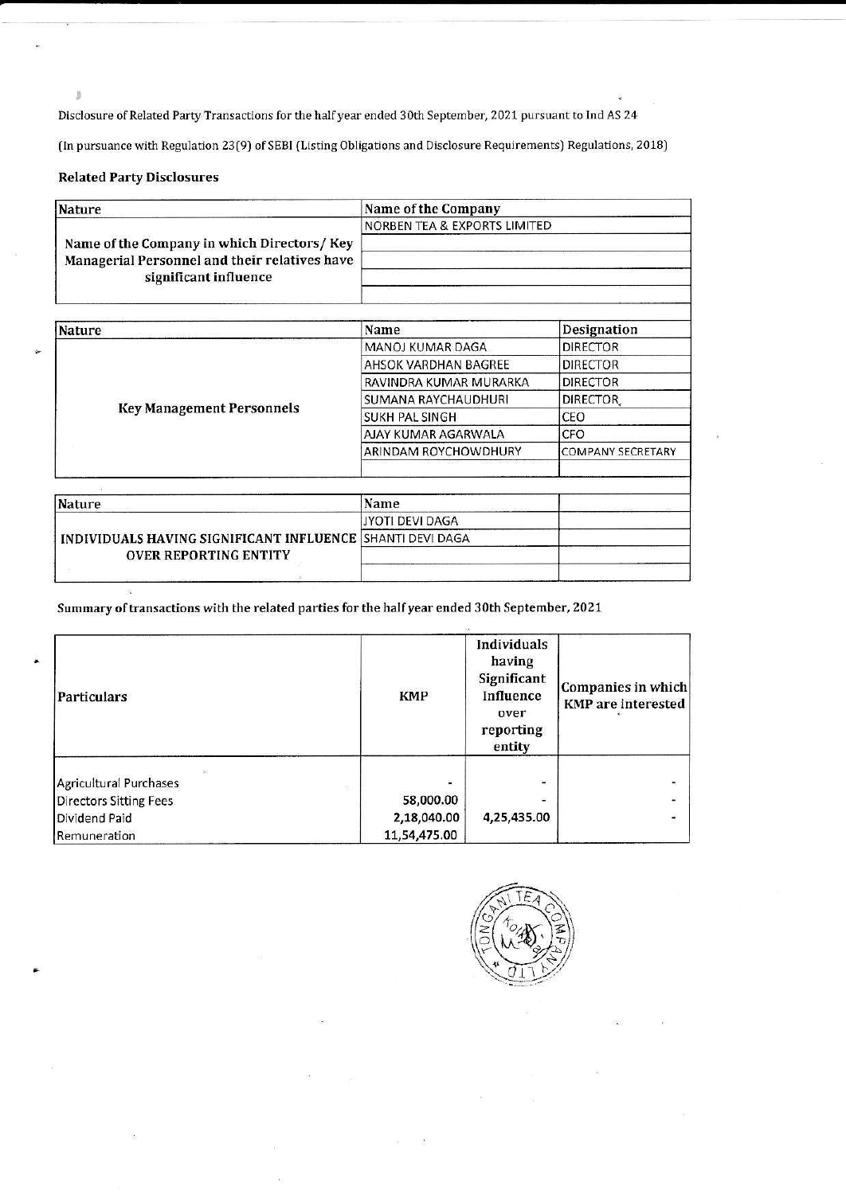Disclosure of Related Party Transactions for the half year ended 30th September, 2021 pursuant to Ind AS 24

(In pursuance with Regulation 23(9) of SEBI (Listing Obligations and Disclosure Requirements) Regulations, 2018)

**Related Party Disclosures**

| Nature | Name of the Company |
|---|---|
| Name of the Company in which Directors/ Key Managerial Personnel and their relatives have significant influence | NORBEN TEA & EXPORTS LIMITED |

| Nature | Name | Designation |
|---|---|---|
| Key Management Personnels | MANOJ KUMAR DAGA | DIRECTOR |
| | AHSOK VARDHAN BAGREE | DIRECTOR |
| | RAVINDRA KUMAR MURARKA | DIRECTOR |
| | SUMANA RAYCHAUDHURI | DIRECTOR |
| | SUKH PAL SINGH | CEO |
| | AJAY KUMAR AGARWALA | CFO |
| | ARINDAM ROYCHOWDHURY | COMPANY SECRETARY |

| Nature | Name |
|---|---|
| INDIVIDUALS HAVING SIGNIFICANT INFLUENCE OVER REPORTING ENTITY | JYOTI DEVI DAGA |
| | SHANTI DEVI DAGA |

**Summary of transactions with the related parties for the half year ended 30th September, 2021**

| Particulars | KMP | Individuals having Significant Influence over reporting entity | Companies in which KMP are interested |
|---|---|---|---|
| Agricultural Purchases | - | - | - |
| Directors Sitting Fees | 58,000.00 | - | - |
| Dividend Paid | 2,18,040.00 | 4,25,435.00 | - |
| Remuneration | 11,54,475.00 | | |